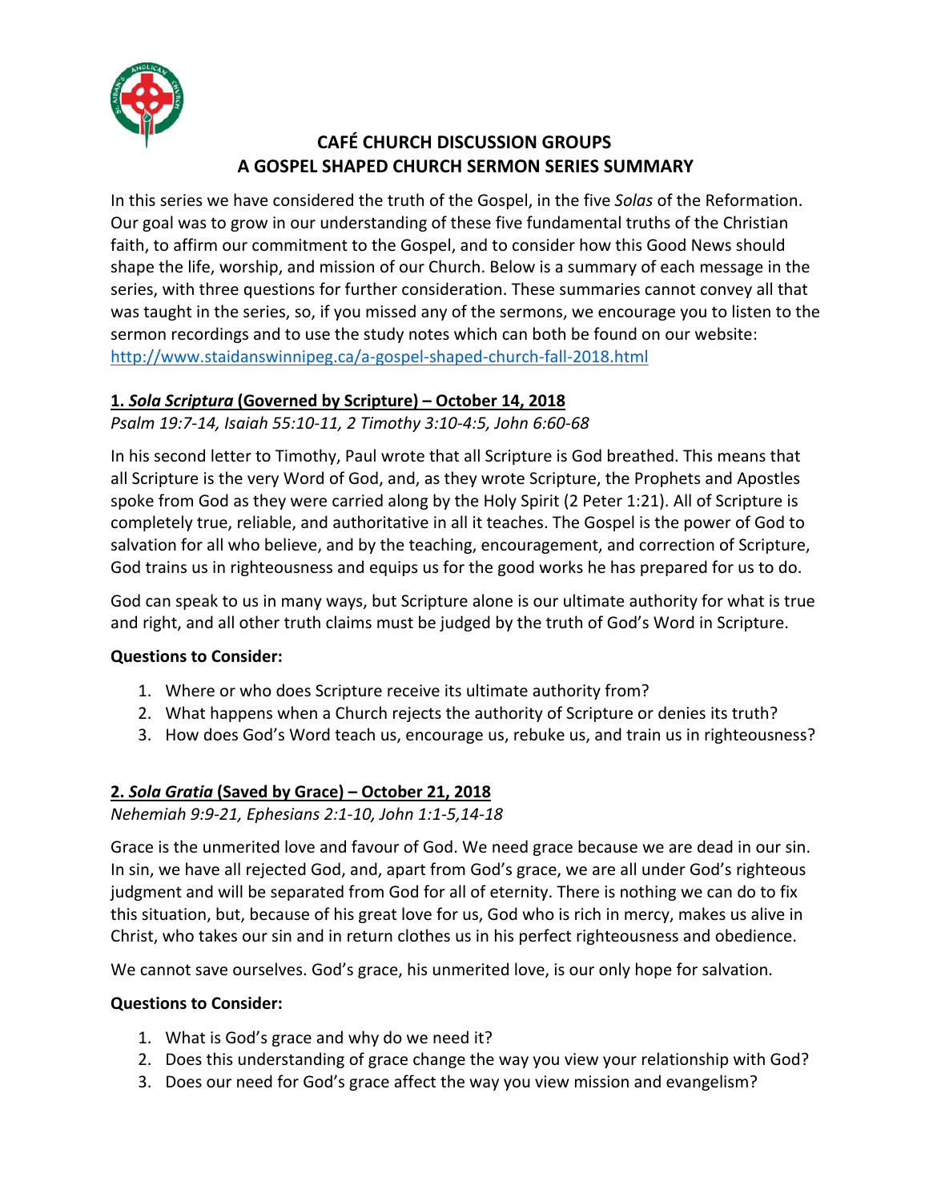# CAFÉ CHURCH DISCUSSION GROUPS
## A GOSPEL SHAPED CHURCH SERMON SERIES SUMMARY

In this series we have considered the truth of the Gospel, in the five *Solas* of the Reformation. Our goal was to grow in our understanding of these five fundamental truths of the Christian faith, to affirm our commitment to the Gospel, and to consider how this Good News should shape the life, worship, and mission of our Church. Below is a summary of each message in the series, with three questions for further consideration. These summaries cannot convey all that was taught in the series, so, if you missed any of the sermons, we encourage you to listen to the sermon recordings and to use the study notes which can both be found on our website: http://www.staidanswinnipeg.ca/a-gospel-shaped-church-fall-2018.html

### 1. *Sola Scriptura* (Governed by Scripture) – October 14, 2018

*Psalm 19:7-14, Isaiah 55:10-11, 2 Timothy 3:10-4:5, John 6:60-68*

In his second letter to Timothy, Paul wrote that all Scripture is God breathed. This means that all Scripture is the very Word of God, and, as they wrote Scripture, the Prophets and Apostles spoke from God as they were carried along by the Holy Spirit (2 Peter 1:21). All of Scripture is completely true, reliable, and authoritative in all it teaches. The Gospel is the power of God to salvation for all who believe, and by the teaching, encouragement, and correction of Scripture, God trains us in righteousness and equips us for the good works he has prepared for us to do.

God can speak to us in many ways, but Scripture alone is our ultimate authority for what is true and right, and all other truth claims must be judged by the truth of God's Word in Scripture.

**Questions to Consider:**

1. Where or who does Scripture receive its ultimate authority from?
2. What happens when a Church rejects the authority of Scripture or denies its truth?
3. How does God's Word teach us, encourage us, rebuke us, and train us in righteousness?

### 2. *Sola Gratia* (Saved by Grace) – October 21, 2018

*Nehemiah 9:9-21, Ephesians 2:1-10, John 1:1-5,14-18*

Grace is the unmerited love and favour of God. We need grace because we are dead in our sin. In sin, we have all rejected God, and, apart from God's grace, we are all under God's righteous judgment and will be separated from God for all of eternity. There is nothing we can do to fix this situation, but, because of his great love for us, God who is rich in mercy, makes us alive in Christ, who takes our sin and in return clothes us in his perfect righteousness and obedience.

We cannot save ourselves. God's grace, his unmerited love, is our only hope for salvation.

**Questions to Consider:**

1. What is God's grace and why do we need it?
2. Does this understanding of grace change the way you view your relationship with God?
3. Does our need for God's grace affect the way you view mission and evangelism?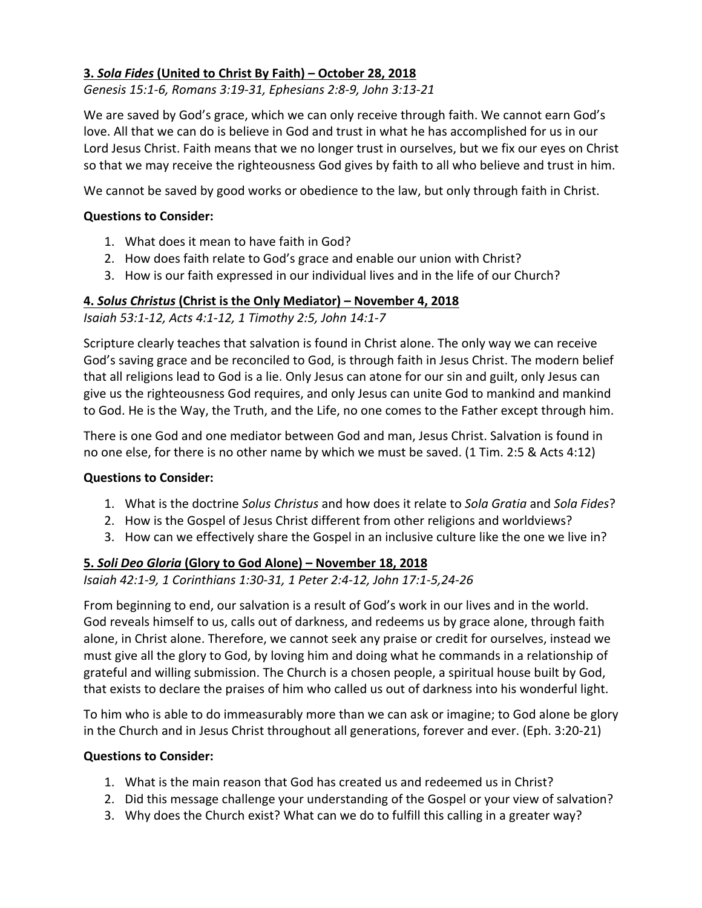### **3. *Sola Fides* (United to Christ By Faith) – October 28, 2018**

*Genesis 15:1-6, Romans 3:19-31, Ephesians 2:8-9, John 3:13-21*

We are saved by God's grace, which we can only receive through faith. We cannot earn God's love. All that we can do is believe in God and trust in what he has accomplished for us in our Lord Jesus Christ. Faith means that we no longer trust in ourselves, but we fix our eyes on Christ so that we may receive the righteousness God gives by faith to all who believe and trust in him.

We cannot be saved by good works or obedience to the law, but only through faith in Christ.

**Questions to Consider:**

1. What does it mean to have faith in God?
2. How does faith relate to God's grace and enable our union with Christ?
3. How is our faith expressed in our individual lives and in the life of our Church?

### **4. *Solus Christus* (Christ is the Only Mediator) – November 4, 2018**

*Isaiah 53:1-12, Acts 4:1-12, 1 Timothy 2:5, John 14:1-7*

Scripture clearly teaches that salvation is found in Christ alone. The only way we can receive God's saving grace and be reconciled to God, is through faith in Jesus Christ. The modern belief that all religions lead to God is a lie. Only Jesus can atone for our sin and guilt, only Jesus can give us the righteousness God requires, and only Jesus can unite God to mankind and mankind to God. He is the Way, the Truth, and the Life, no one comes to the Father except through him.

There is one God and one mediator between God and man, Jesus Christ. Salvation is found in no one else, for there is no other name by which we must be saved. (1 Tim. 2:5 & Acts 4:12)

**Questions to Consider:**

1. What is the doctrine *Solus Christus* and how does it relate to *Sola Gratia* and *Sola Fides*?
2. How is the Gospel of Jesus Christ different from other religions and worldviews?
3. How can we effectively share the Gospel in an inclusive culture like the one we live in?

### **5. *Soli Deo Gloria* (Glory to God Alone) – November 18, 2018**

*Isaiah 42:1-9, 1 Corinthians 1:30-31, 1 Peter 2:4-12, John 17:1-5,24-26*

From beginning to end, our salvation is a result of God's work in our lives and in the world. God reveals himself to us, calls out of darkness, and redeems us by grace alone, through faith alone, in Christ alone. Therefore, we cannot seek any praise or credit for ourselves, instead we must give all the glory to God, by loving him and doing what he commands in a relationship of grateful and willing submission. The Church is a chosen people, a spiritual house built by God, that exists to declare the praises of him who called us out of darkness into his wonderful light.

To him who is able to do immeasurably more than we can ask or imagine; to God alone be glory in the Church and in Jesus Christ throughout all generations, forever and ever. (Eph. 3:20-21)

**Questions to Consider:**

1. What is the main reason that God has created us and redeemed us in Christ?
2. Did this message challenge your understanding of the Gospel or your view of salvation?
3. Why does the Church exist? What can we do to fulfill this calling in a greater way?